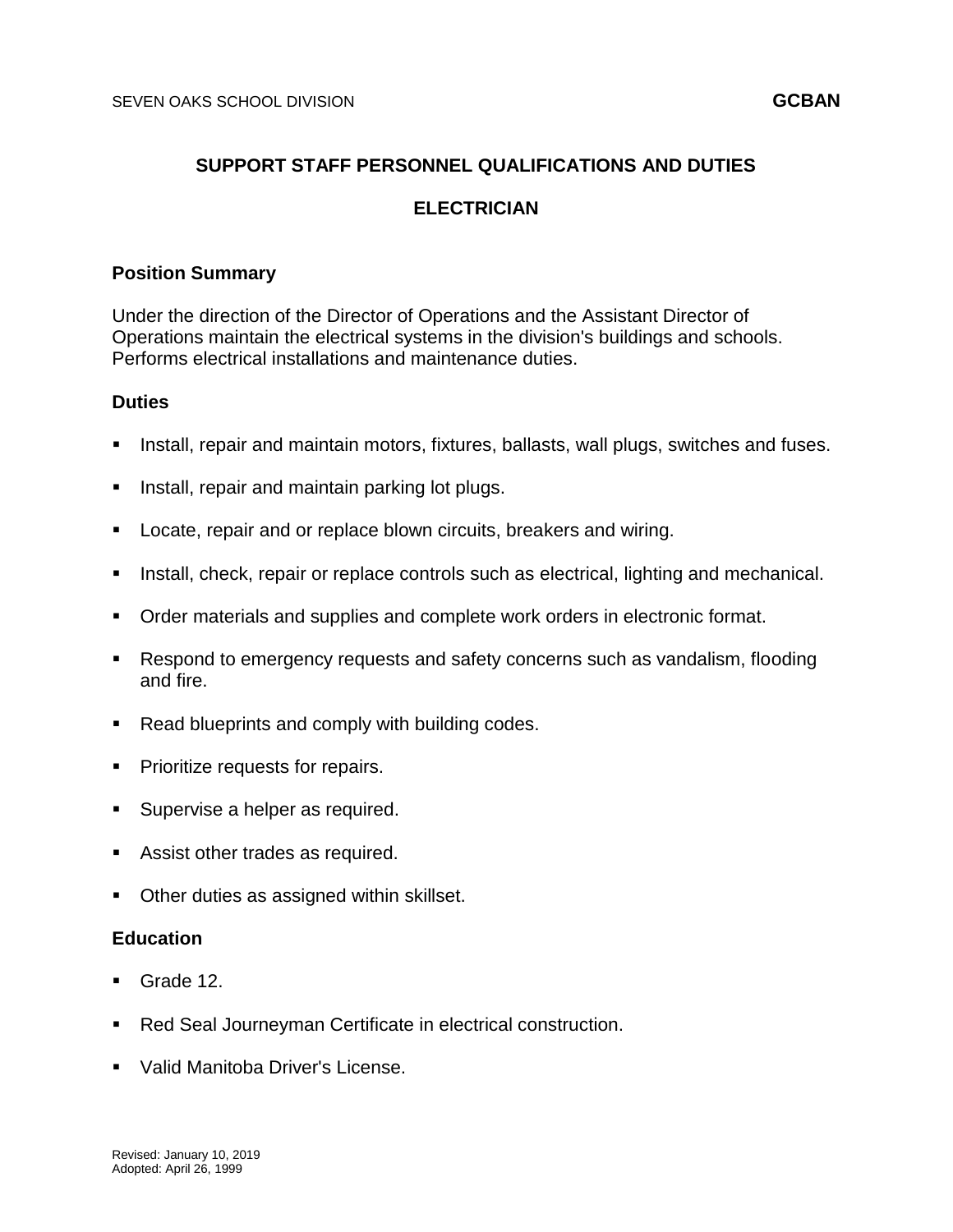SEVEN OAKS SCHOOL DIVISION **GCBAN**

## SUPPORT STAFF PERSONNEL QUALIFICATIONS AND DUTIES

## ELECTRICIAN

### Position Summary

Under the direction of the Director of Operations and the Assistant Director of Operations maintain the electrical systems in the division's buildings and schools. Performs electrical installations and maintenance duties.

### Duties

- Install, repair and maintain motors, fixtures, ballasts, wall plugs, switches and fuses.
- Install, repair and maintain parking lot plugs.
- Locate, repair and or replace blown circuits, breakers and wiring.
- Install, check, repair or replace controls such as electrical, lighting and mechanical.
- Order materials and supplies and complete work orders in electronic format.
- Respond to emergency requests and safety concerns such as vandalism, flooding and fire.
- Read blueprints and comply with building codes.
- Prioritize requests for repairs.
- Supervise a helper as required.
- Assist other trades as required.
- Other duties as assigned within skillset.

### Education

- Grade 12.
- Red Seal Journeyman Certificate in electrical construction.
- Valid Manitoba Driver's License.

Revised: January 10, 2019
Adopted: April 26, 1999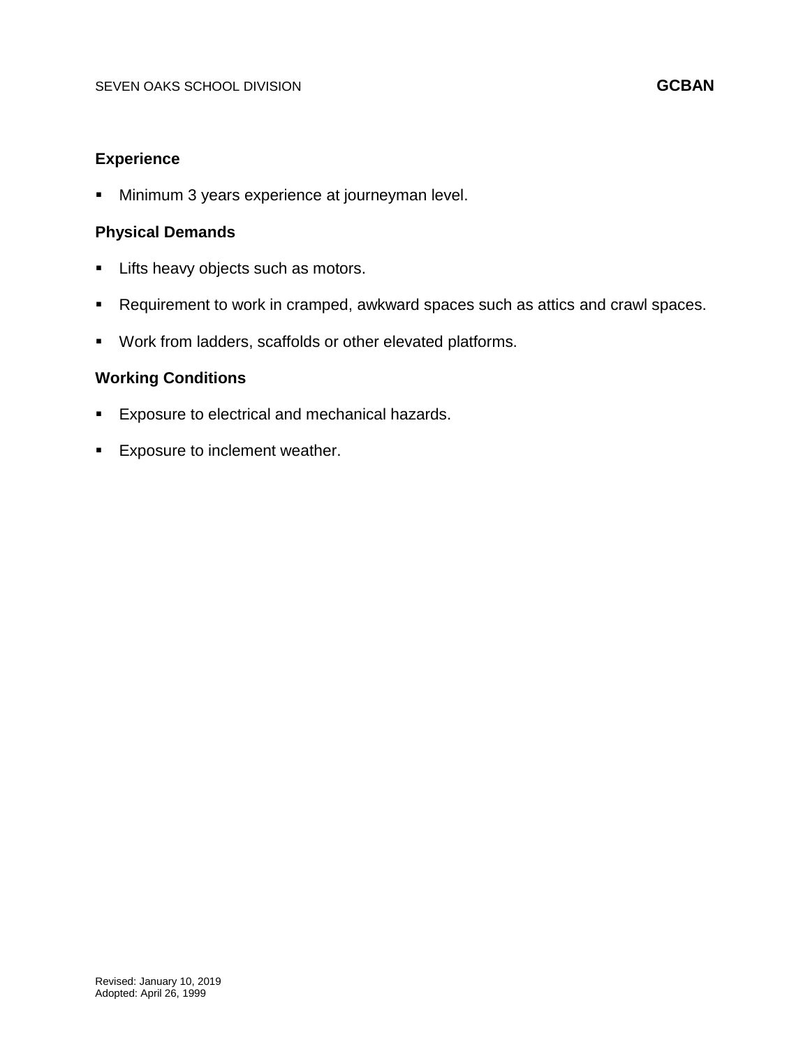## Experience

- Minimum 3 years experience at journeyman level.

## Physical Demands

- Lifts heavy objects such as motors.
- Requirement to work in cramped, awkward spaces such as attics and crawl spaces.
- Work from ladders, scaffolds or other elevated platforms.

## Working Conditions

- Exposure to electrical and mechanical hazards.
- Exposure to inclement weather.

Revised: January 10, 2019
Adopted: April 26, 1999